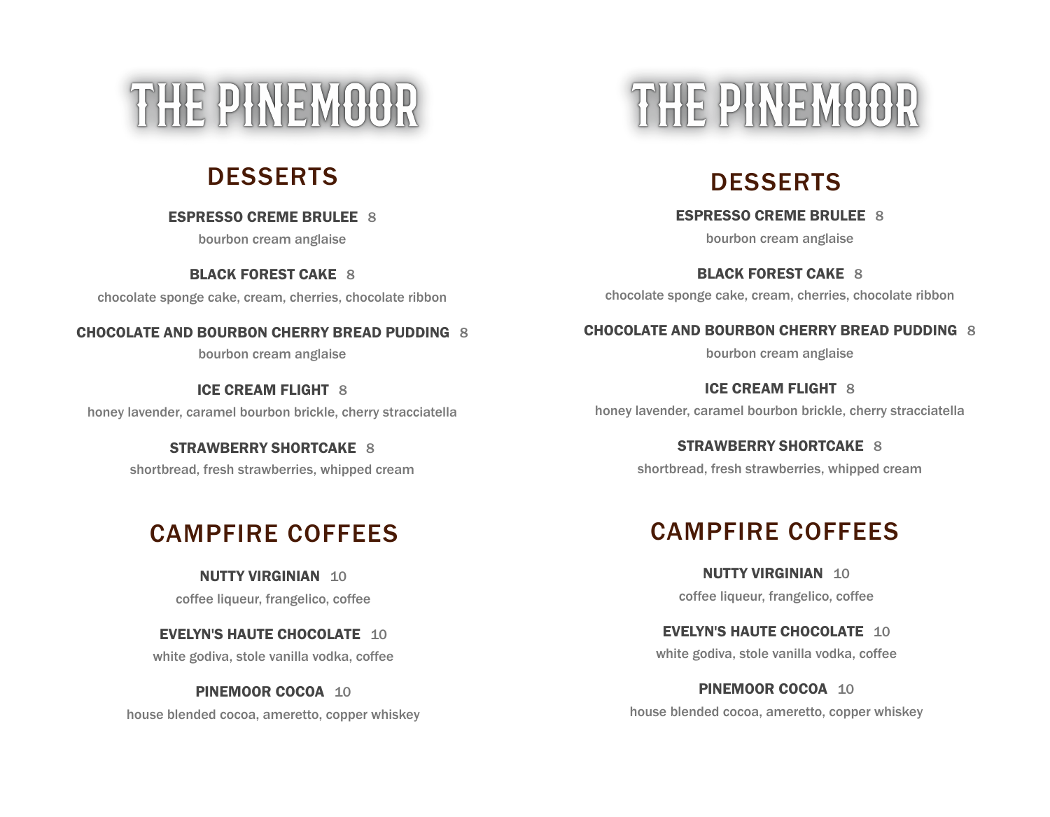# THE PINEMOOR

## DESSERTS

**ESPRESSO CREME BRULEE** 8
bourbon cream anglaise

**BLACK FOREST CAKE** 8
chocolate sponge cake, cream, cherries, chocolate ribbon

**CHOCOLATE AND BOURBON CHERRY BREAD PUDDING** 8
bourbon cream anglaise

**ICE CREAM FLIGHT** 8
honey lavender, caramel bourbon brickle, cherry stracciatella

**STRAWBERRY SHORTCAKE** 8
shortbread, fresh strawberries, whipped cream

## CAMPFIRE COFFEES

**NUTTY VIRGINIAN** 10
coffee liqueur, frangelico, coffee

**EVELYN'S HAUTE CHOCOLATE** 10
white godiva, stole vanilla vodka, coffee

**PINEMOOR COCOA** 10
house blended cocoa, ameretto, copper whiskey

# THE PINEMOOR

## DESSERTS

**ESPRESSO CREME BRULEE** 8
bourbon cream anglaise

**BLACK FOREST CAKE** 8
chocolate sponge cake, cream, cherries, chocolate ribbon

**CHOCOLATE AND BOURBON CHERRY BREAD PUDDING** 8
bourbon cream anglaise

**ICE CREAM FLIGHT** 8
honey lavender, caramel bourbon brickle, cherry stracciatella

**STRAWBERRY SHORTCAKE** 8
shortbread, fresh strawberries, whipped cream

## CAMPFIRE COFFEES

**NUTTY VIRGINIAN** 10
coffee liqueur, frangelico, coffee

**EVELYN'S HAUTE CHOCOLATE** 10
white godiva, stole vanilla vodka, coffee

**PINEMOOR COCOA** 10
house blended cocoa, ameretto, copper whiskey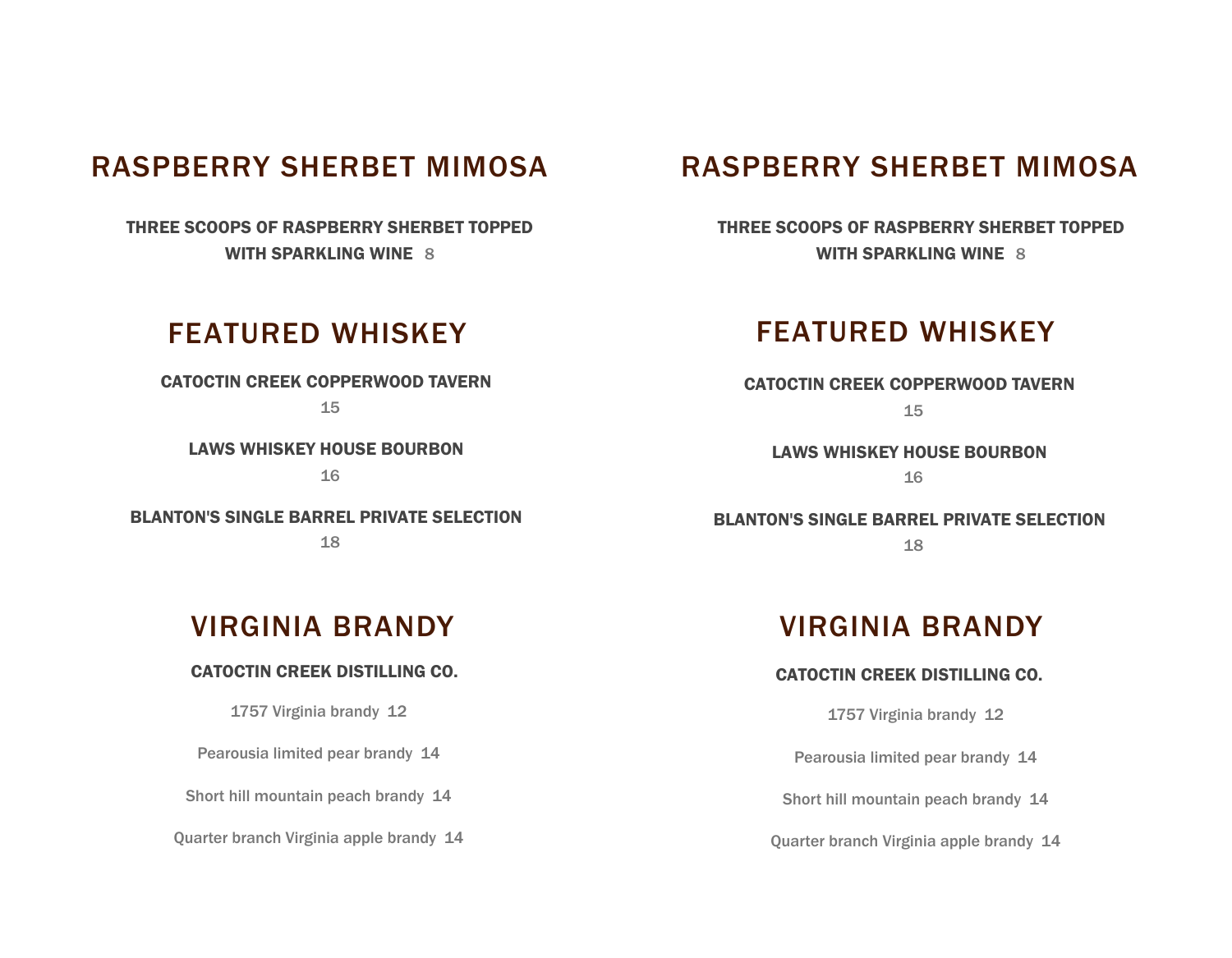## RASPBERRY SHERBET MIMOSA

**THREE SCOOPS OF RASPBERRY SHERBET TOPPED WITH SPARKLING WINE** 8

## FEATURED WHISKEY

**CATOCTIN CREEK COPPERWOOD TAVERN**
15

**LAWS WHISKEY HOUSE BOURBON**
16

**BLANTON'S SINGLE BARREL PRIVATE SELECTION**
18

## VIRGINIA BRANDY

**CATOCTIN CREEK DISTILLING CO.**

1757 Virginia brandy 12

Pearousia limited pear brandy 14

Short hill mountain peach brandy 14

Quarter branch Virginia apple brandy 14

## RASPBERRY SHERBET MIMOSA

**THREE SCOOPS OF RASPBERRY SHERBET TOPPED WITH SPARKLING WINE** 8

## FEATURED WHISKEY

**CATOCTIN CREEK COPPERWOOD TAVERN**
15

**LAWS WHISKEY HOUSE BOURBON**
16

**BLANTON'S SINGLE BARREL PRIVATE SELECTION**
18

## VIRGINIA BRANDY

**CATOCTIN CREEK DISTILLING CO.**

1757 Virginia brandy 12

Pearousia limited pear brandy 14

Short hill mountain peach brandy 14

Quarter branch Virginia apple brandy 14